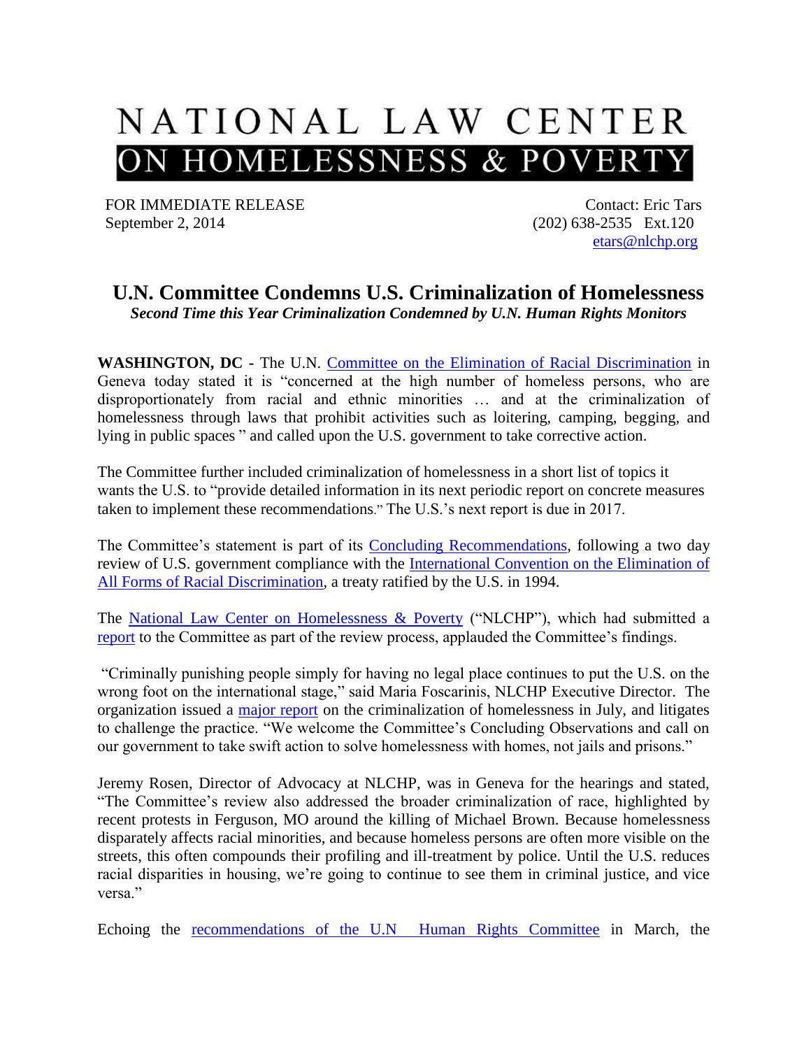# NATIONAL LAW CENTER ON HOMELESSNESS & POVERTY

FOR IMMEDIATE RELEASE
September 2, 2014

Contact: Eric Tars
(202) 638-2535 Ext.120
etars@nlchp.org

## U.N. Committee Condemns U.S. Criminalization of Homelessness

***Second Time this Year Criminalization Condemned by U.N. Human Rights Monitors***

**WASHINGTON, DC -** The U.N. Committee on the Elimination of Racial Discrimination in Geneva today stated it is "concerned at the high number of homeless persons, who are disproportionately from racial and ethnic minorities … and at the criminalization of homelessness through laws that prohibit activities such as loitering, camping, begging, and lying in public spaces " and called upon the U.S. government to take corrective action.

The Committee further included criminalization of homelessness in a short list of topics it wants the U.S. to "provide detailed information in its next periodic report on concrete measures taken to implement these recommendations." The U.S.'s next report is due in 2017.

The Committee's statement is part of its Concluding Recommendations, following a two day review of U.S. government compliance with the International Convention on the Elimination of All Forms of Racial Discrimination, a treaty ratified by the U.S. in 1994.

The National Law Center on Homelessness & Poverty ("NLCHP"), which had submitted a report to the Committee as part of the review process, applauded the Committee's findings.

"Criminally punishing people simply for having no legal place continues to put the U.S. on the wrong foot on the international stage," said Maria Foscarinis, NLCHP Executive Director. The organization issued a major report on the criminalization of homelessness in July, and litigates to challenge the practice. "We welcome the Committee's Concluding Observations and call on our government to take swift action to solve homelessness with homes, not jails and prisons."

Jeremy Rosen, Director of Advocacy at NLCHP, was in Geneva for the hearings and stated, "The Committee's review also addressed the broader criminalization of race, highlighted by recent protests in Ferguson, MO around the killing of Michael Brown. Because homelessness disparately affects racial minorities, and because homeless persons are often more visible on the streets, this often compounds their profiling and ill-treatment by police. Until the U.S. reduces racial disparities in housing, we're going to continue to see them in criminal justice, and vice versa."

Echoing the recommendations of the U.N Human Rights Committee in March, the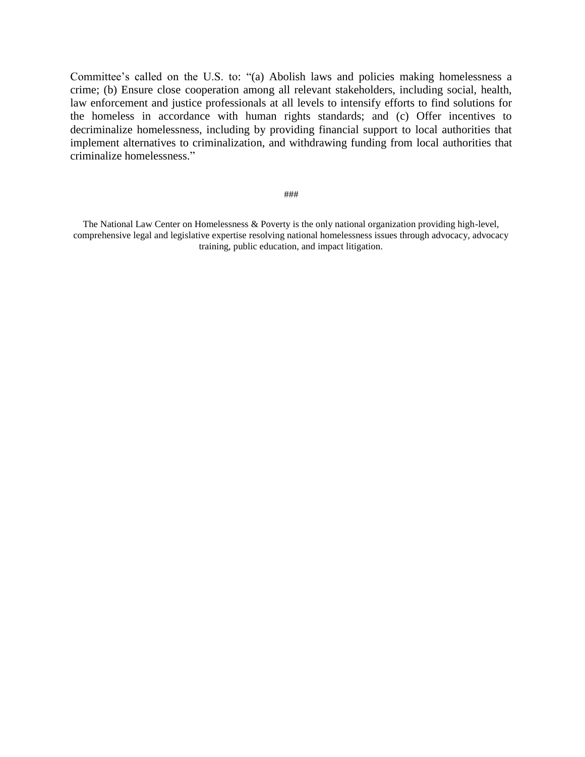Committee's called on the U.S. to: "(a) Abolish laws and policies making homelessness a crime; (b) Ensure close cooperation among all relevant stakeholders, including social, health, law enforcement and justice professionals at all levels to intensify efforts to find solutions for the homeless in accordance with human rights standards; and (c) Offer incentives to decriminalize homelessness, including by providing financial support to local authorities that implement alternatives to criminalization, and withdrawing funding from local authorities that criminalize homelessness."

###

The National Law Center on Homelessness & Poverty is the only national organization providing high-level, comprehensive legal and legislative expertise resolving national homelessness issues through advocacy, advocacy training, public education, and impact litigation.